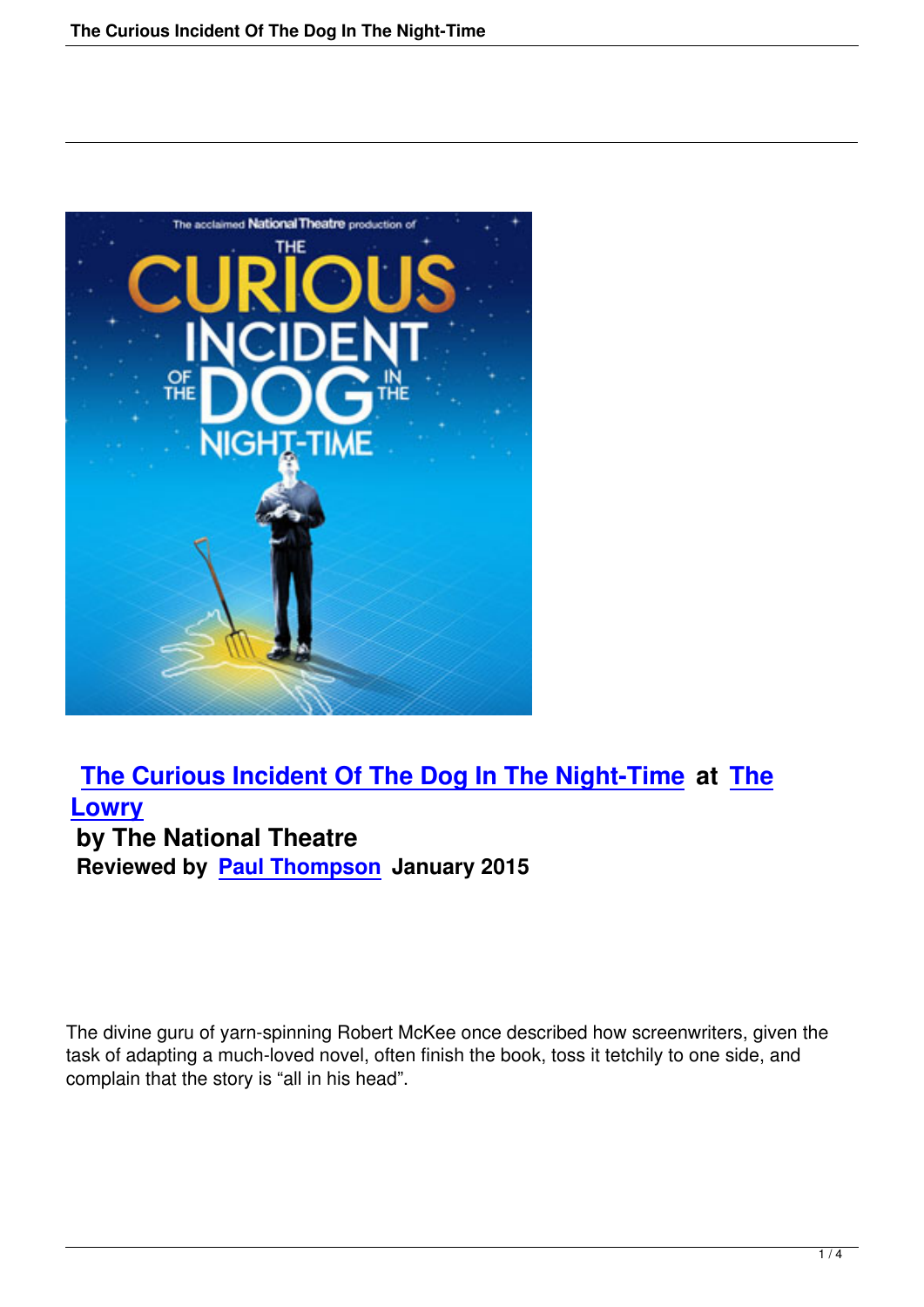## The Curious Incident Of The Dog In The Night-Time at The Lowry

**by The National Theatre**

**Reviewed by Paul Thompson January 2015**

The divine guru of yarn-spinning Robert McKee once described how screenwriters, given the task of adapting a much-loved novel, often finish the book, toss it tetchily to one side, and complain that the story is “all in his head”.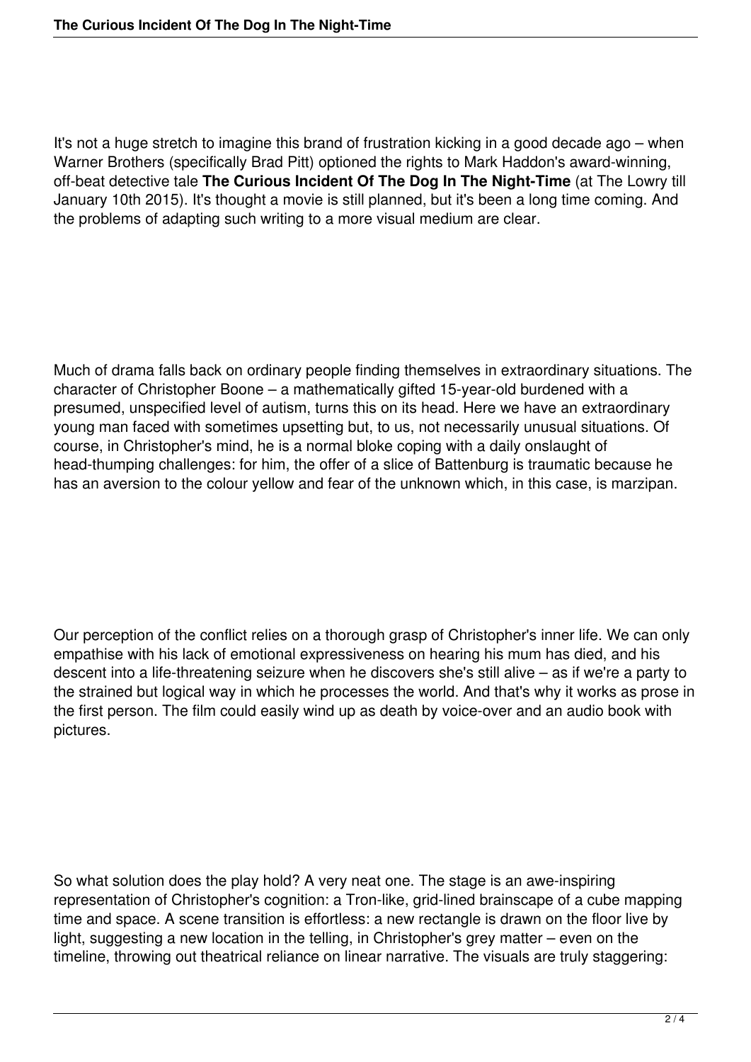It's not a huge stretch to imagine this brand of frustration kicking in a good decade ago – when Warner Brothers (specifically Brad Pitt) optioned the rights to Mark Haddon's award-winning, off-beat detective tale **The Curious Incident Of The Dog In The Night-Time** (at The Lowry till January 10th 2015). It's thought a movie is still planned, but it's been a long time coming. And the problems of adapting such writing to a more visual medium are clear.

Much of drama falls back on ordinary people finding themselves in extraordinary situations. The character of Christopher Boone – a mathematically gifted 15-year-old burdened with a presumed, unspecified level of autism, turns this on its head. Here we have an extraordinary young man faced with sometimes upsetting but, to us, not necessarily unusual situations. Of course, in Christopher's mind, he is a normal bloke coping with a daily onslaught of head-thumping challenges: for him, the offer of a slice of Battenburg is traumatic because he has an aversion to the colour yellow and fear of the unknown which, in this case, is marzipan.

Our perception of the conflict relies on a thorough grasp of Christopher's inner life. We can only empathise with his lack of emotional expressiveness on hearing his mum has died, and his descent into a life-threatening seizure when he discovers she's still alive – as if we're a party to the strained but logical way in which he processes the world. And that's why it works as prose in the first person. The film could easily wind up as death by voice-over and an audio book with pictures.

So what solution does the play hold? A very neat one. The stage is an awe-inspiring representation of Christopher's cognition: a Tron-like, grid-lined brainscape of a cube mapping time and space. A scene transition is effortless: a new rectangle is drawn on the floor live by light, suggesting a new location in the telling, in Christopher's grey matter – even on the timeline, throwing out theatrical reliance on linear narrative. The visuals are truly staggering: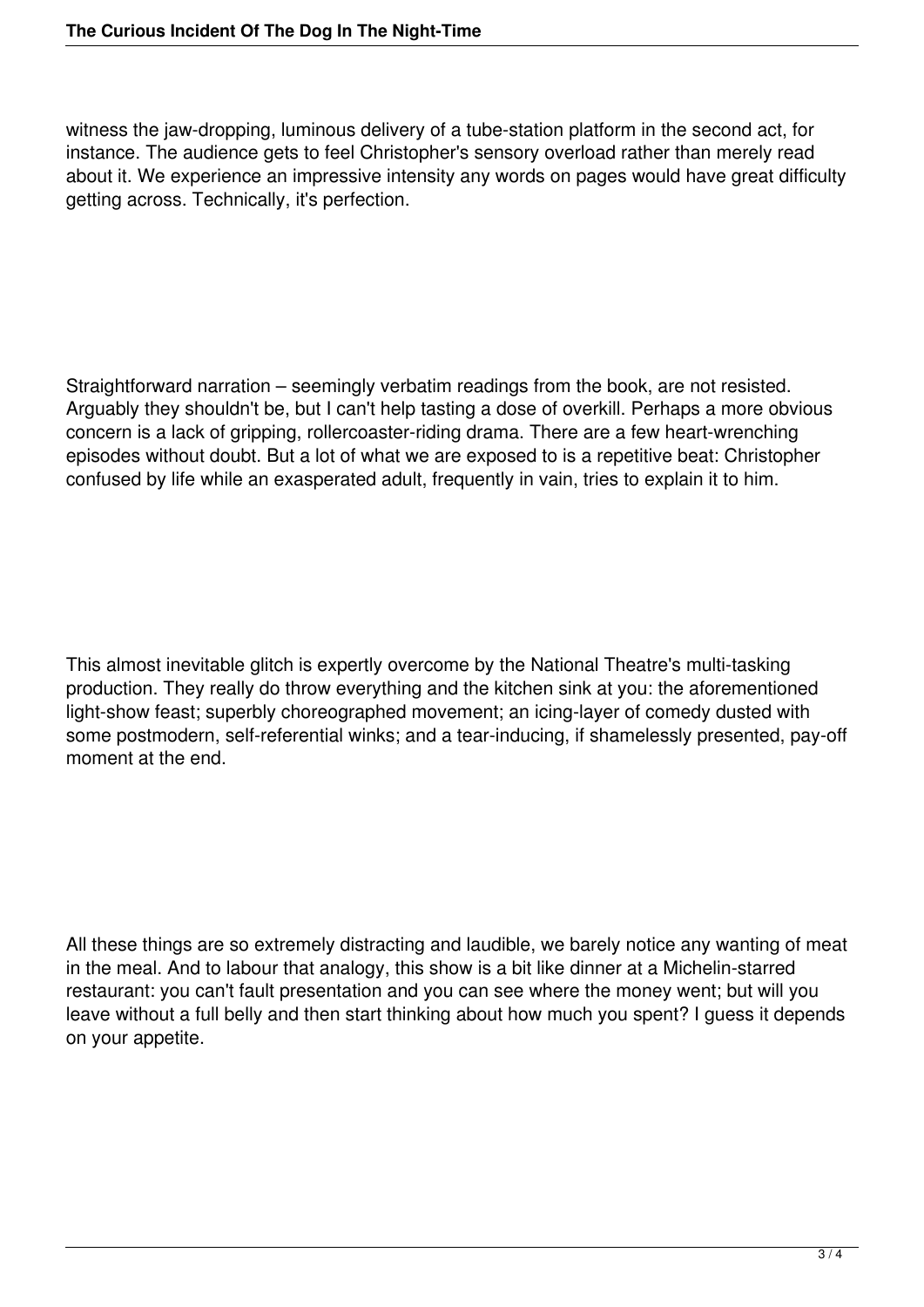witness the jaw-dropping, luminous delivery of a tube-station platform in the second act, for instance. The audience gets to feel Christopher's sensory overload rather than merely read about it. We experience an impressive intensity any words on pages would have great difficulty getting across. Technically, it's perfection.

Straightforward narration – seemingly verbatim readings from the book, are not resisted. Arguably they shouldn't be, but I can't help tasting a dose of overkill. Perhaps a more obvious concern is a lack of gripping, rollercoaster-riding drama. There are a few heart-wrenching episodes without doubt. But a lot of what we are exposed to is a repetitive beat: Christopher confused by life while an exasperated adult, frequently in vain, tries to explain it to him.

This almost inevitable glitch is expertly overcome by the National Theatre's multi-tasking production. They really do throw everything and the kitchen sink at you: the aforementioned light-show feast; superbly choreographed movement; an icing-layer of comedy dusted with some postmodern, self-referential winks; and a tear-inducing, if shamelessly presented, pay-off moment at the end.

All these things are so extremely distracting and laudible, we barely notice any wanting of meat in the meal. And to labour that analogy, this show is a bit like dinner at a Michelin-starred restaurant: you can't fault presentation and you can see where the money went; but will you leave without a full belly and then start thinking about how much you spent? I guess it depends on your appetite.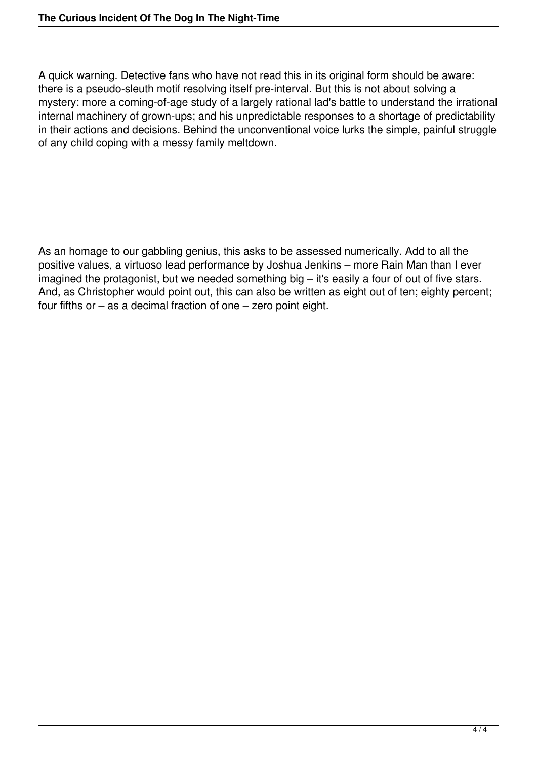A quick warning. Detective fans who have not read this in its original form should be aware: there is a pseudo-sleuth motif resolving itself pre-interval. But this is not about solving a mystery: more a coming-of-age study of a largely rational lad's battle to understand the irrational internal machinery of grown-ups; and his unpredictable responses to a shortage of predictability in their actions and decisions. Behind the unconventional voice lurks the simple, painful struggle of any child coping with a messy family meltdown.

As an homage to our gabbling genius, this asks to be assessed numerically. Add to all the positive values, a virtuoso lead performance by Joshua Jenkins – more Rain Man than I ever imagined the protagonist, but we needed something big – it's easily a four of out of five stars. And, as Christopher would point out, this can also be written as eight out of ten; eighty percent; four fifths or – as a decimal fraction of one – zero point eight.